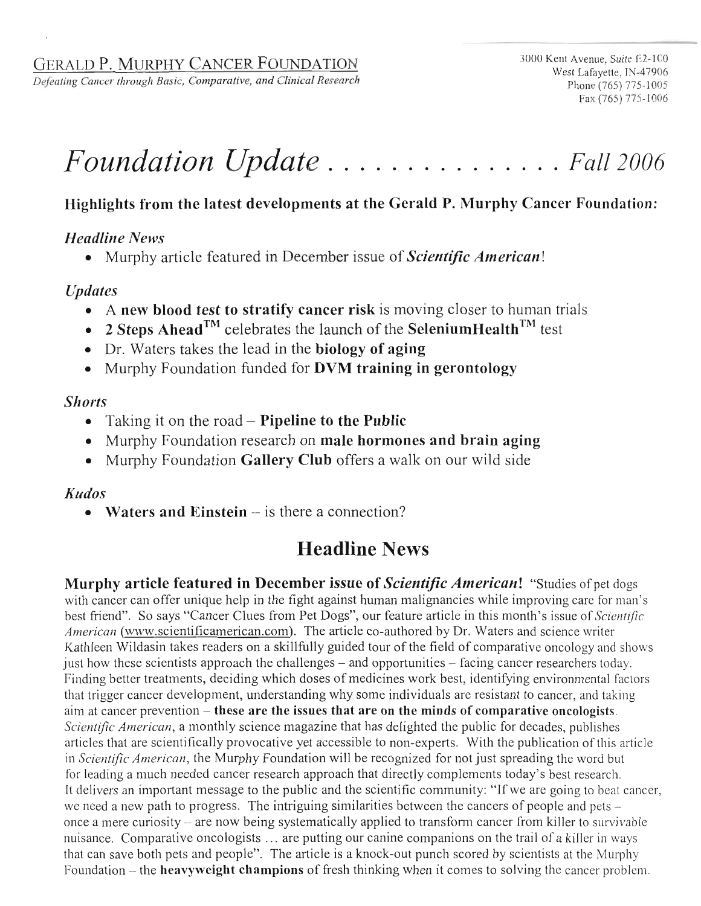GERALD P. MURPHY CANCER FOUNDATION

*Defeating Cancer through Basic, Comparative, and Clinical Research*

3000 Kent Avenue, Suite E2-100
West Lafayette, IN-47906
Phone (765) 775-1005
Fax (765) 775-1006

# *Foundation Update . . . . . . . . . . . . . . . . Fall 2006*

### Highlights from the latest developments at the Gerald P. Murphy Cancer Foundation:

*Headline News*

- Murphy article featured in December issue of ***Scientific American***!

*Updates*

- A **new blood test to stratify cancer risk** is moving closer to human trials
- **2 Steps Ahead™** celebrates the launch of the **SeleniumHealth™** test
- Dr. Waters takes the lead in the **biology of aging**
- Murphy Foundation funded for **DVM training in gerontology**

*Shorts*

- Taking it on the road – **Pipeline to the Public**
- Murphy Foundation research on **male hormones and brain aging**
- Murphy Foundation **Gallery Club** offers a walk on our wild side

*Kudos*

- **Waters and Einstein** – is there a connection?

## Headline News

**Murphy article featured in December issue of *Scientific American*!** "Studies of pet dogs with cancer can offer unique help in the fight against human malignancies while improving care for man's best friend". So says "Cancer Clues from Pet Dogs", our feature article in this month's issue of *Scientific American* (www.scientificamerican.com). The article co-authored by Dr. Waters and science writer Kathleen Wildasin takes readers on a skillfully guided tour of the field of comparative oncology and shows just how these scientists approach the challenges – and opportunities – facing cancer researchers today. Finding better treatments, deciding which doses of medicines work best, identifying environmental factors that trigger cancer development, understanding why some individuals are resistant to cancer, and taking aim at cancer prevention – **these are the issues that are on the minds of comparative oncologists**. *Scientific American*, a monthly science magazine that has delighted the public for decades, publishes articles that are scientifically provocative yet accessible to non-experts. With the publication of this article in *Scientific American*, the Murphy Foundation will be recognized for not just spreading the word but for leading a much needed cancer research approach that directly complements today's best research. It delivers an important message to the public and the scientific community: "If we are going to beat cancer, we need a new path to progress. The intriguing similarities between the cancers of people and pets – once a mere curiosity – are now being systematically applied to transform cancer from killer to survivable nuisance. Comparative oncologists … are putting our canine companions on the trail of a killer in ways that can save both pets and people". The article is a knock-out punch scored by scientists at the Murphy Foundation – the **heavyweight champions** of fresh thinking when it comes to solving the cancer problem.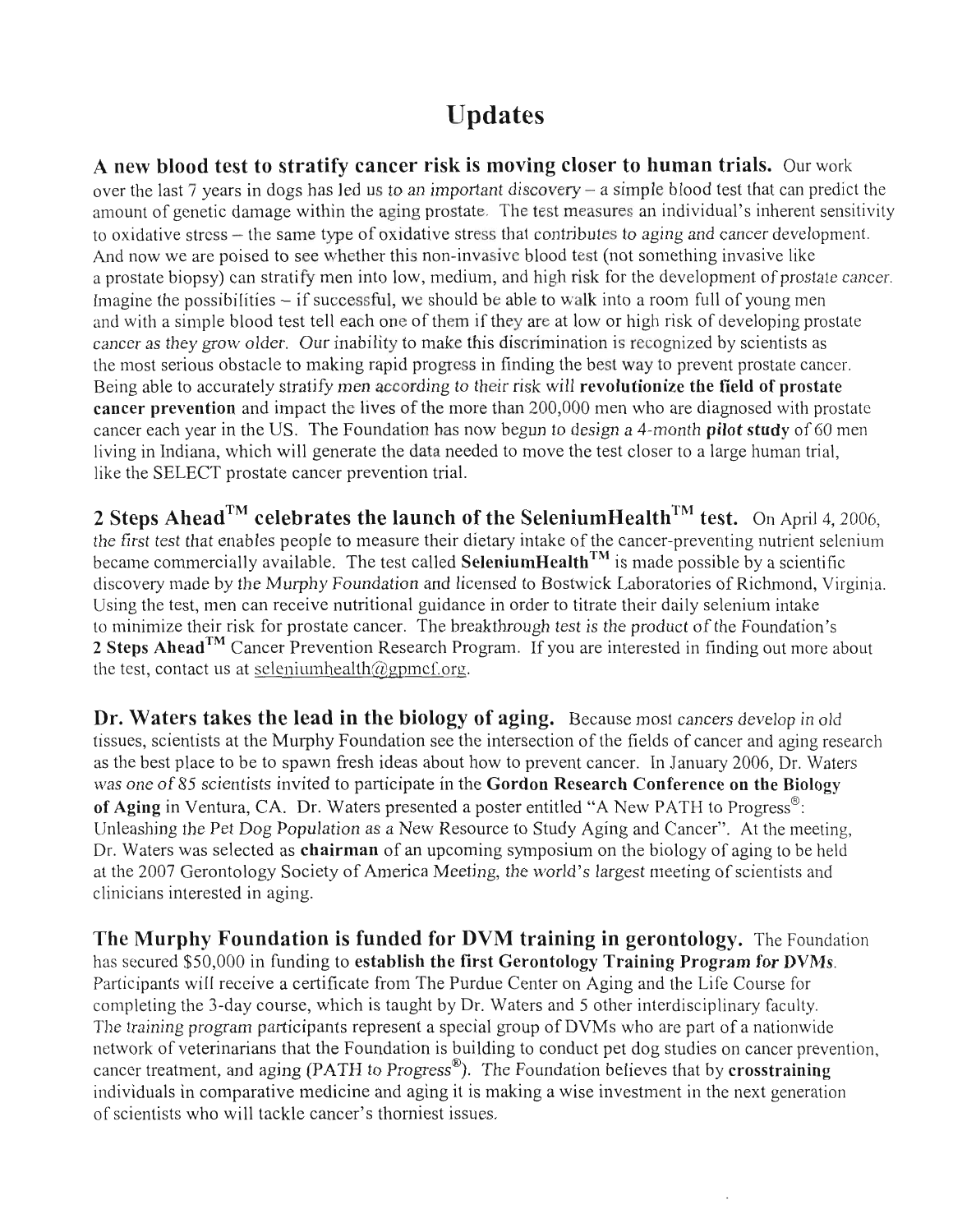# Updates

**A new blood test to stratify cancer risk is moving closer to human trials.** Our work over the last 7 years in dogs has led us to an important discovery – a simple blood test that can predict the amount of genetic damage within the aging prostate. The test measures an individual's inherent sensitivity to oxidative stress – the same type of oxidative stress that contributes to aging and cancer development. And now we are poised to see whether this non-invasive blood test (not something invasive like a prostate biopsy) can stratify men into low, medium, and high risk for the development of prostate cancer. Imagine the possibilities – if successful, we should be able to walk into a room full of young men and with a simple blood test tell each one of them if they are at low or high risk of developing prostate cancer as they grow older. Our inability to make this discrimination is recognized by scientists as the most serious obstacle to making rapid progress in finding the best way to prevent prostate cancer. Being able to accurately stratify men according to their risk will **revolutionize the field of prostate cancer prevention** and impact the lives of the more than 200,000 men who are diagnosed with prostate cancer each year in the US. The Foundation has now begun to design a 4-month **pilot study** of 60 men living in Indiana, which will generate the data needed to move the test closer to a large human trial, like the SELECT prostate cancer prevention trial.

**2 Steps Ahead™ celebrates the launch of the SeleniumHealth™ test.** On April 4, 2006, the first test that enables people to measure their dietary intake of the cancer-preventing nutrient selenium became commercially available. The test called **SeleniumHealth™** is made possible by a scientific discovery made by the Murphy Foundation and licensed to Bostwick Laboratories of Richmond, Virginia. Using the test, men can receive nutritional guidance in order to titrate their daily selenium intake to minimize their risk for prostate cancer. The breakthrough test is the product of the Foundation's **2 Steps Ahead™** Cancer Prevention Research Program. If you are interested in finding out more about the test, contact us at seleniumhealth@gpmcf.org.

**Dr. Waters takes the lead in the biology of aging.** Because most cancers develop in old tissues, scientists at the Murphy Foundation see the intersection of the fields of cancer and aging research as the best place to be to spawn fresh ideas about how to prevent cancer. In January 2006, Dr. Waters was one of 85 scientists invited to participate in the **Gordon Research Conference on the Biology of Aging** in Ventura, CA. Dr. Waters presented a poster entitled "A New PATH to Progress®: Unleashing the Pet Dog Population as a New Resource to Study Aging and Cancer". At the meeting, Dr. Waters was selected as **chairman** of an upcoming symposium on the biology of aging to be held at the 2007 Gerontology Society of America Meeting, the world's largest meeting of scientists and clinicians interested in aging.

**The Murphy Foundation is funded for DVM training in gerontology.** The Foundation has secured $50,000 in funding to **establish the first Gerontology Training Program for DVMs**. Participants will receive a certificate from The Purdue Center on Aging and the Life Course for completing the 3-day course, which is taught by Dr. Waters and 5 other interdisciplinary faculty. The training program participants represent a special group of DVMs who are part of a nationwide network of veterinarians that the Foundation is building to conduct pet dog studies on cancer prevention, cancer treatment, and aging (PATH to Progress®). The Foundation believes that by **crosstraining** individuals in comparative medicine and aging it is making a wise investment in the next generation of scientists who will tackle cancer's thorniest issues.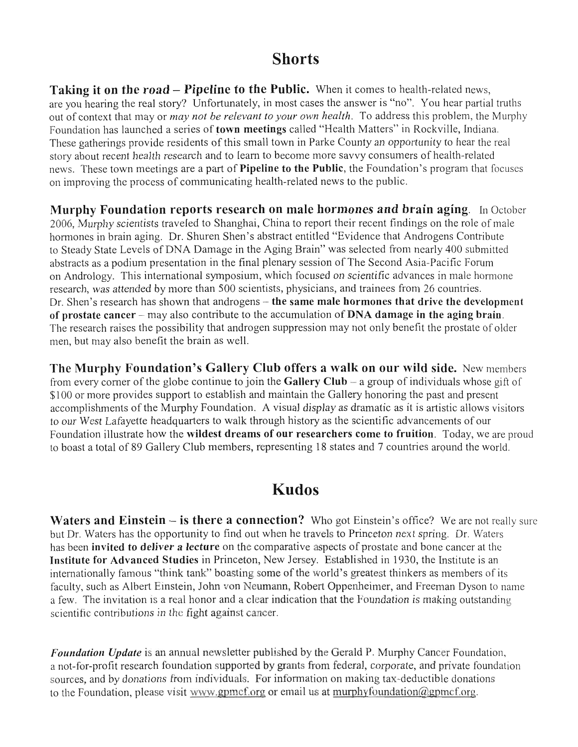## Shorts

**Taking it on the road – Pipeline to the Public.** When it comes to health-related news, are you hearing the real story? Unfortunately, in most cases the answer is "no". You hear partial truths out of context that may or *may not be relevant to your own health*. To address this problem, the Murphy Foundation has launched a series of **town meetings** called "Health Matters" in Rockville, Indiana. These gatherings provide residents of this small town in Parke County an opportunity to hear the real story about recent health research and to learn to become more savvy consumers of health-related news. These town meetings are a part of **Pipeline to the Public**, the Foundation's program that focuses on improving the process of communicating health-related news to the public.

**Murphy Foundation reports research on male hormones and brain aging.** In October 2006, Murphy scientists traveled to Shanghai, China to report their recent findings on the role of male hormones in brain aging. Dr. Shuren Shen's abstract entitled "Evidence that Androgens Contribute to Steady State Levels of DNA Damage in the Aging Brain" was selected from nearly 400 submitted abstracts as a podium presentation in the final plenary session of The Second Asia-Pacific Forum on Andrology. This international symposium, which focused on scientific advances in male hormone research, was attended by more than 500 scientists, physicians, and trainees from 26 countries. Dr. Shen's research has shown that androgens – **the same male hormones that drive the development of prostate cancer** – may also contribute to the accumulation of **DNA damage in the aging brain**. The research raises the possibility that androgen suppression may not only benefit the prostate of older men, but may also benefit the brain as well.

**The Murphy Foundation's Gallery Club offers a walk on our wild side.** New members from every corner of the globe continue to join the **Gallery Club** – a group of individuals whose gift of $100 or more provides support to establish and maintain the Gallery honoring the past and present accomplishments of the Murphy Foundation. A visual display as dramatic as it is artistic allows visitors to our West Lafayette headquarters to walk through history as the scientific advancements of our Foundation illustrate how the **wildest dreams of our researchers come to fruition**. Today, we are proud to boast a total of 89 Gallery Club members, representing 18 states and 7 countries around the world.

## Kudos

**Waters and Einstein – is there a connection?** Who got Einstein's office? We are not really sure but Dr. Waters has the opportunity to find out when he travels to Princeton next spring. Dr. Waters has been **invited to deliver a lecture** on the comparative aspects of prostate and bone cancer at the **Institute for Advanced Studies** in Princeton, New Jersey. Established in 1930, the Institute is an internationally famous "think tank" boasting some of the world's greatest thinkers as members of its faculty, such as Albert Einstein, John von Neumann, Robert Oppenheimer, and Freeman Dyson to name a few. The invitation is a real honor and a clear indication that the Foundation is making outstanding scientific contributions in the fight against cancer.

***Foundation Update*** is an annual newsletter published by the Gerald P. Murphy Cancer Foundation, a not-for-profit research foundation supported by grants from federal, corporate, and private foundation sources, and by donations from individuals. For information on making tax-deductible donations to the Foundation, please visit www.gpmcf.org or email us at murphyfoundation@gpmcf.org.